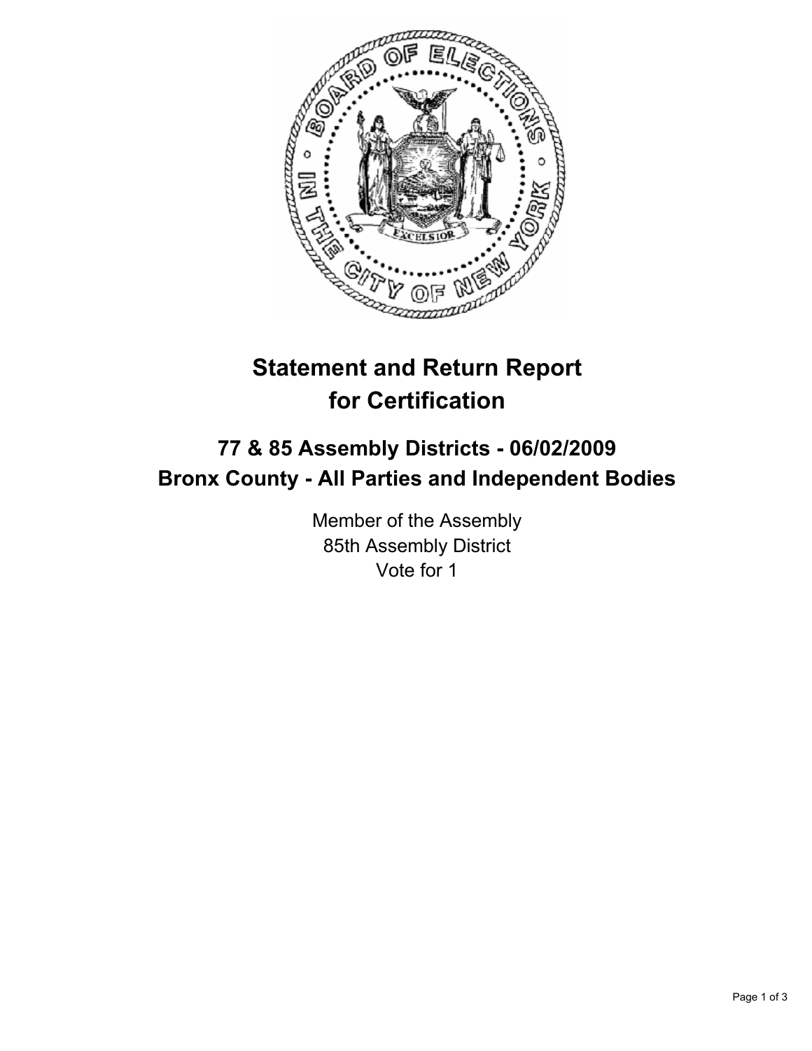# Statement and Return Report for Certification

## 77 & 85 Assembly Districts - 06/02/2009
## Bronx County - All Parties and Independent Bodies

Member of the Assembly
85th Assembly District
Vote for 1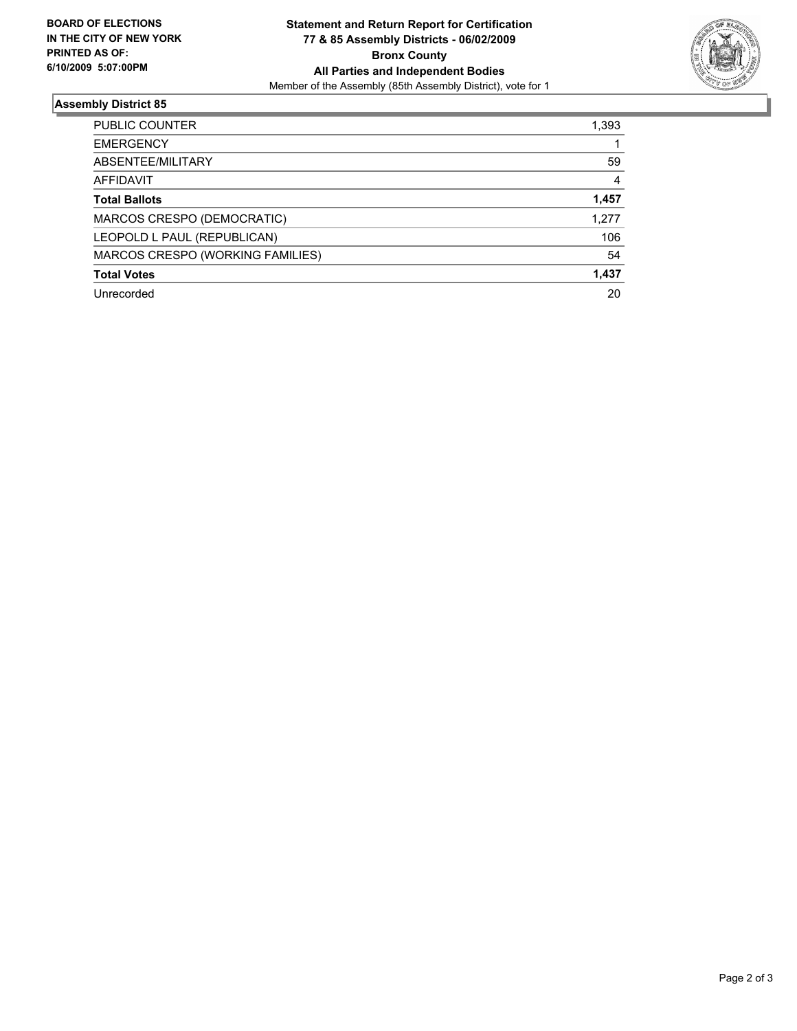**BOARD OF ELECTIONS IN THE CITY OF NEW YORK**
**PRINTED AS OF: 6/10/2009 5:07:00PM**

**Statement and Return Report for Certification**
**77 & 85 Assembly Districts - 06/02/2009**
**Bronx County**
**All Parties and Independent Bodies**
Member of the Assembly (85th Assembly District), vote for 1

## Assembly District 85

| | |
|---|---|
| PUBLIC COUNTER | 1,393 |
| EMERGENCY | 1 |
| ABSENTEE/MILITARY | 59 |
| AFFIDAVIT | 4 |
| **Total Ballots** | **1,457** |
| MARCOS CRESPO (DEMOCRATIC) | 1,277 |
| LEOPOLD L PAUL (REPUBLICAN) | 106 |
| MARCOS CRESPO (WORKING FAMILIES) | 54 |
| **Total Votes** | **1,437** |
| Unrecorded | 20 |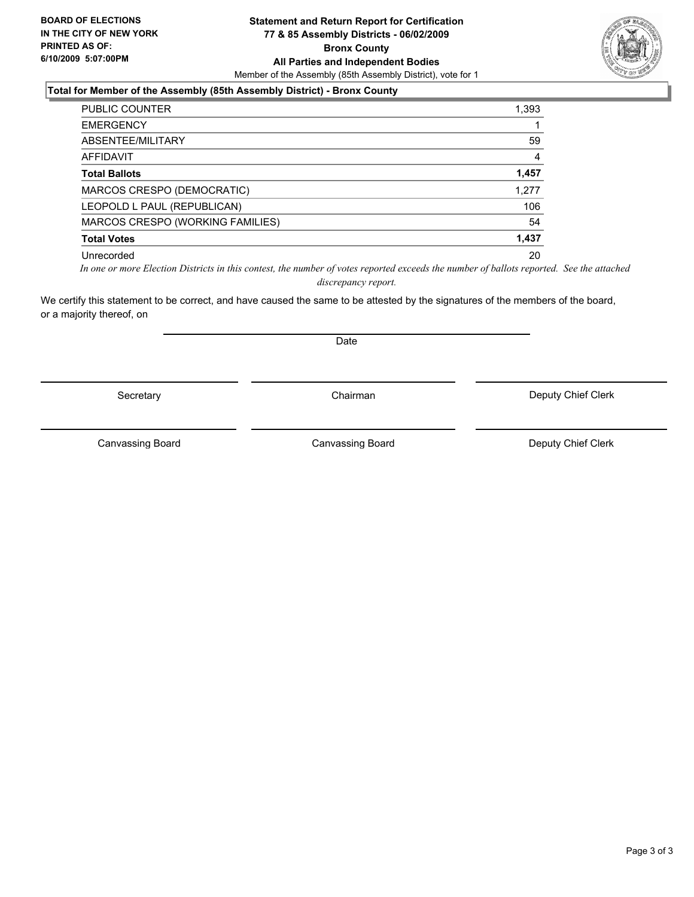**BOARD OF ELECTIONS IN THE CITY OF NEW YORK PRINTED AS OF: 6/10/2009 5:07:00PM**

**Statement and Return Report for Certification**
**77 & 85 Assembly Districts - 06/02/2009**
**Bronx County**
**All Parties and Independent Bodies**
Member of the Assembly (85th Assembly District), vote for 1

**Total for Member of the Assembly (85th Assembly District) - Bronx County**

| | |
|---|---|
| PUBLIC COUNTER | 1,393 |
| EMERGENCY | 1 |
| ABSENTEE/MILITARY | 59 |
| AFFIDAVIT | 4 |
| **Total Ballots** | **1,457** |
| MARCOS CRESPO (DEMOCRATIC) | 1,277 |
| LEOPOLD L PAUL (REPUBLICAN) | 106 |
| MARCOS CRESPO (WORKING FAMILIES) | 54 |
| **Total Votes** | **1,437** |
| Unrecorded | 20 |

*In one or more Election Districts in this contest, the number of votes reported exceeds the number of ballots reported. See the attached discrepancy report.*

We certify this statement to be correct, and have caused the same to be attested by the signatures of the members of the board, or a majority thereof, on

Date

Secretary | Chairman | Deputy Chief Clerk

Canvassing Board | Canvassing Board | Deputy Chief Clerk